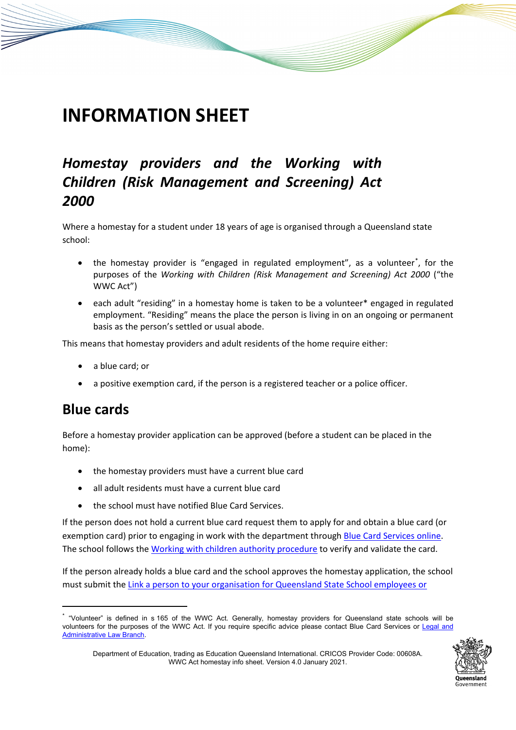# INFORMATION SHEET

## *Homestay providers and the Working with Children (Risk Management and Screening) Act 2000*

Where a homestay for a student under 18 years of age is organised through a Queensland state school:

- the homestay provider is "engaged in regulated employment", as a volunteer*, for the purposes of the *Working with Children (Risk Management and Screening) Act 2000* ("the WWC Act")
- each adult "residing" in a homestay home is taken to be a volunteer* engaged in regulated employment. "Residing" means the place the person is living in on an ongoing or permanent basis as the person's settled or usual abode.

This means that homestay providers and adult residents of the home require either:

- a blue card; or
- a positive exemption card, if the person is a registered teacher or a police officer.

## Blue cards

Before a homestay provider application can be approved (before a student can be placed in the home):

- the homestay providers must have a current blue card
- all adult residents must have a current blue card
- the school must have notified Blue Card Services.

If the person does not hold a current blue card request them to apply for and obtain a blue card (or exemption card) prior to engaging in work with the department through Blue Card Services online. The school follows the Working with children authority procedure to verify and validate the card.

If the person already holds a blue card and the school approves the homestay application, the school must submit the Link a person to your organisation for Queensland State School employees or

---

* "Volunteer" is defined in s 165 of the WWC Act. Generally, homestay providers for Queensland state schools will be volunteers for the purposes of the WWC Act. If you require specific advice please contact Blue Card Services or Legal and Administrative Law Branch.

Department of Education, trading as Education Queensland International. CRICOS Provider Code: 00608A.
WWC Act homestay info sheet. Version 4.0 January 2021.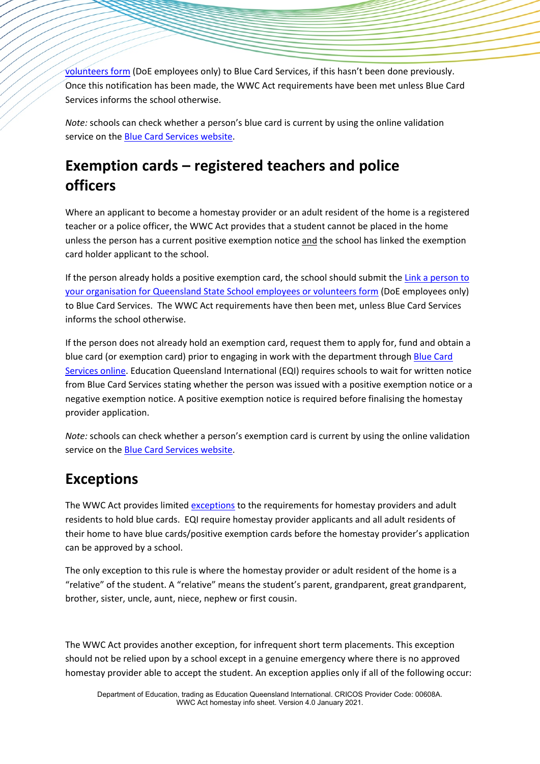volunteers form (DoE employees only) to Blue Card Services, if this hasn't been done previously. Once this notification has been made, the WWC Act requirements have been met unless Blue Card Services informs the school otherwise.

*Note:* schools can check whether a person's blue card is current by using the online validation service on the Blue Card Services website.

## Exemption cards – registered teachers and police officers

Where an applicant to become a homestay provider or an adult resident of the home is a registered teacher or a police officer, the WWC Act provides that a student cannot be placed in the home unless the person has a current positive exemption notice <u>and</u> the school has linked the exemption card holder applicant to the school.

If the person already holds a positive exemption card, the school should submit the Link a person to your organisation for Queensland State School employees or volunteers form (DoE employees only) to Blue Card Services. The WWC Act requirements have then been met, unless Blue Card Services informs the school otherwise.

If the person does not already hold an exemption card, request them to apply for, fund and obtain a blue card (or exemption card) prior to engaging in work with the department through Blue Card Services online. Education Queensland International (EQI) requires schools to wait for written notice from Blue Card Services stating whether the person was issued with a positive exemption notice or a negative exemption notice. A positive exemption notice is required before finalising the homestay provider application.

*Note:* schools can check whether a person's exemption card is current by using the online validation service on the Blue Card Services website.

## Exceptions

The WWC Act provides limited exceptions to the requirements for homestay providers and adult residents to hold blue cards. EQI require homestay provider applicants and all adult residents of their home to have blue cards/positive exemption cards before the homestay provider's application can be approved by a school.

The only exception to this rule is where the homestay provider or adult resident of the home is a "relative" of the student. A "relative" means the student's parent, grandparent, great grandparent, brother, sister, uncle, aunt, niece, nephew or first cousin.

The WWC Act provides another exception, for infrequent short term placements. This exception should not be relied upon by a school except in a genuine emergency where there is no approved homestay provider able to accept the student. An exception applies only if all of the following occur: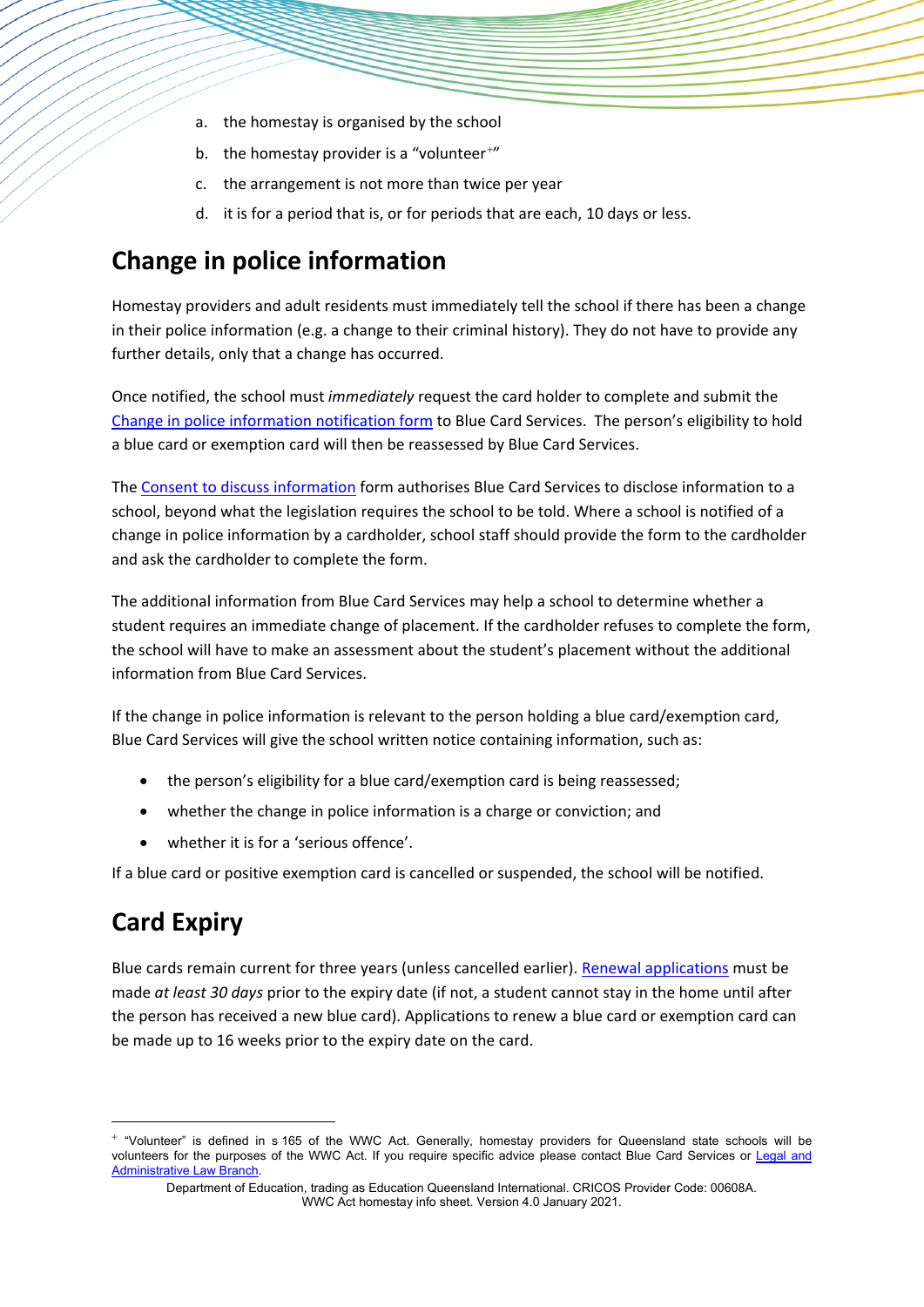a. the homestay is organised by the school
b. the homestay provider is a "volunteer[+]"
c. the arrangement is not more than twice per year
d. it is for a period that is, or for periods that are each, 10 days or less.

## Change in police information

Homestay providers and adult residents must immediately tell the school if there has been a change in their police information (e.g. a change to their criminal history). They do not have to provide any further details, only that a change has occurred.

Once notified, the school must *immediately* request the card holder to complete and submit the Change in police information notification form to Blue Card Services. The person's eligibility to hold a blue card or exemption card will then be reassessed by Blue Card Services.

The Consent to discuss information form authorises Blue Card Services to disclose information to a school, beyond what the legislation requires the school to be told. Where a school is notified of a change in police information by a cardholder, school staff should provide the form to the cardholder and ask the cardholder to complete the form.

The additional information from Blue Card Services may help a school to determine whether a student requires an immediate change of placement. If the cardholder refuses to complete the form, the school will have to make an assessment about the student's placement without the additional information from Blue Card Services.

If the change in police information is relevant to the person holding a blue card/exemption card, Blue Card Services will give the school written notice containing information, such as:

- the person's eligibility for a blue card/exemption card is being reassessed;
- whether the change in police information is a charge or conviction; and
- whether it is for a 'serious offence'.

If a blue card or positive exemption card is cancelled or suspended, the school will be notified.

## Card Expiry

Blue cards remain current for three years (unless cancelled earlier). Renewal applications must be made *at least 30 days* prior to the expiry date (if not, a student cannot stay in the home until after the person has received a new blue card). Applications to renew a blue card or exemption card can be made up to 16 weeks prior to the expiry date on the card.

---

[+] "Volunteer" is defined in s 165 of the WWC Act. Generally, homestay providers for Queensland state schools will be volunteers for the purposes of the WWC Act. If you require specific advice please contact Blue Card Services or Legal and Administrative Law Branch.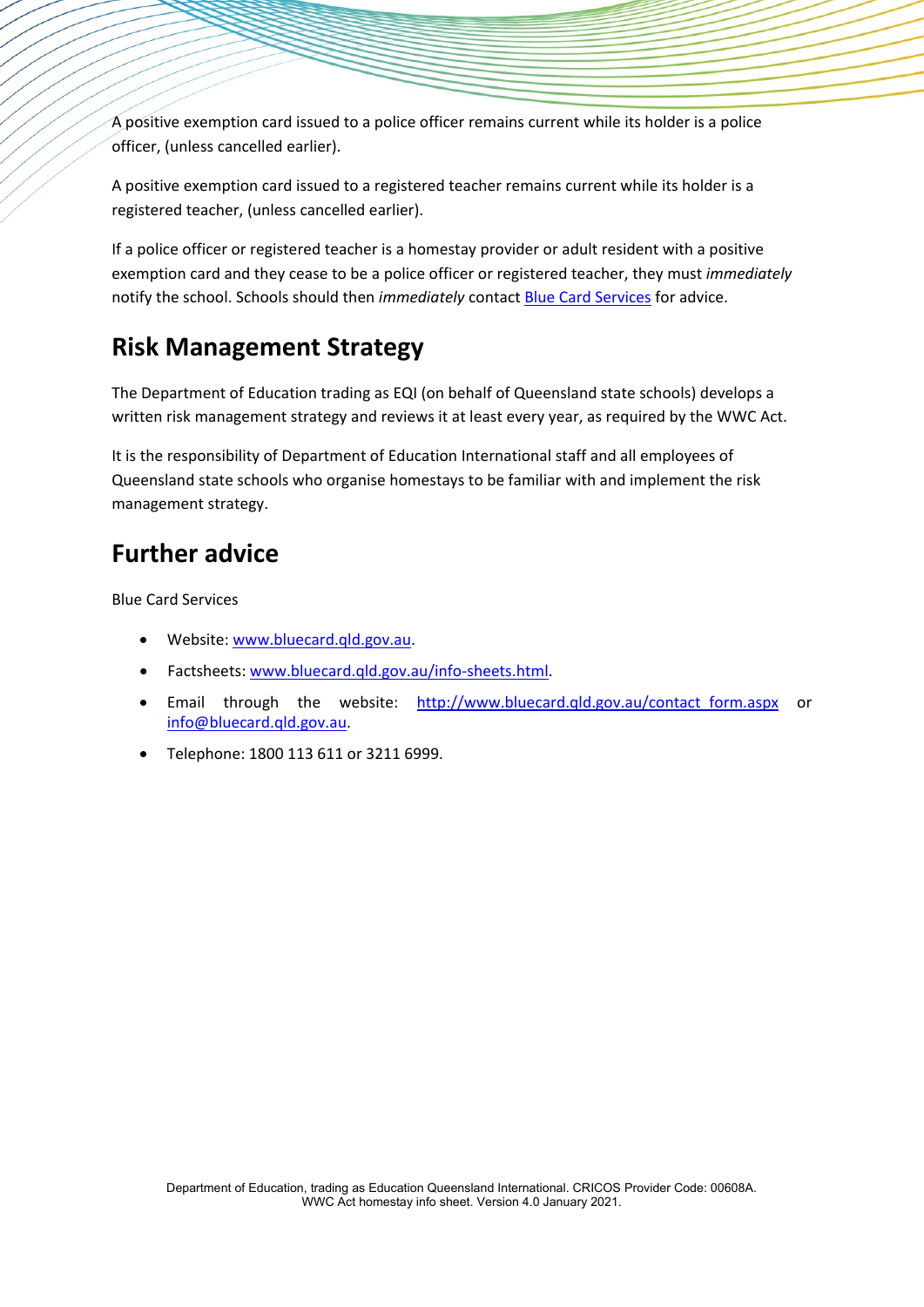A positive exemption card issued to a police officer remains current while its holder is a police officer, (unless cancelled earlier).

A positive exemption card issued to a registered teacher remains current while its holder is a registered teacher, (unless cancelled earlier).

If a police officer or registered teacher is a homestay provider or adult resident with a positive exemption card and they cease to be a police officer or registered teacher, they must *immediately* notify the school. Schools should then *immediately* contact Blue Card Services for advice.

## Risk Management Strategy

The Department of Education trading as EQI (on behalf of Queensland state schools) develops a written risk management strategy and reviews it at least every year, as required by the WWC Act.

It is the responsibility of Department of Education International staff and all employees of Queensland state schools who organise homestays to be familiar with and implement the risk management strategy.

## Further advice

Blue Card Services

- Website: www.bluecard.qld.gov.au.
- Factsheets: www.bluecard.qld.gov.au/info-sheets.html.
- Email through the website: http://www.bluecard.qld.gov.au/contact_form.aspx or info@bluecard.qld.gov.au.
- Telephone: 1800 113 611 or 3211 6999.